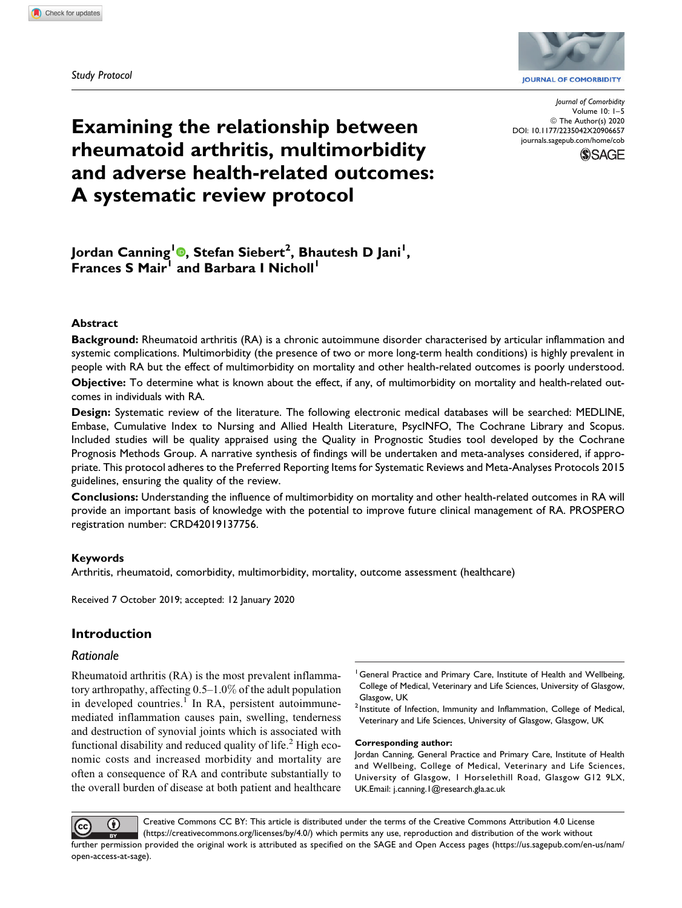Study Protocol

# Examining the relationship between rheumatoid arthritis, multimorbidity and adverse health-related outcomes: A systematic review protocol

**Jordan Canning[1], Stefan Siebert[2], Bhautesh D Jani[1], Frances S Mair[1] and Barbara I Nicholl[1]**

Journal of Comorbidity
Volume 10: 1–5
© The Author(s) 2020
DOI: 10.1177/2235042X20906657
journals.sagepub.com/home/cob

## Abstract

**Background:** Rheumatoid arthritis (RA) is a chronic autoimmune disorder characterised by articular inflammation and systemic complications. Multimorbidity (the presence of two or more long-term health conditions) is highly prevalent in people with RA but the effect of multimorbidity on mortality and other health-related outcomes is poorly understood.

**Objective:** To determine what is known about the effect, if any, of multimorbidity on mortality and health-related outcomes in individuals with RA.

**Design:** Systematic review of the literature. The following electronic medical databases will be searched: MEDLINE, Embase, Cumulative Index to Nursing and Allied Health Literature, PsycINFO, The Cochrane Library and Scopus. Included studies will be quality appraised using the Quality in Prognostic Studies tool developed by the Cochrane Prognosis Methods Group. A narrative synthesis of findings will be undertaken and meta-analyses considered, if appropriate. This protocol adheres to the Preferred Reporting Items for Systematic Reviews and Meta-Analyses Protocols 2015 guidelines, ensuring the quality of the review.

**Conclusions:** Understanding the influence of multimorbidity on mortality and other health-related outcomes in RA will provide an important basis of knowledge with the potential to improve future clinical management of RA. PROSPERO registration number: CRD42019137756.

### Keywords

Arthritis, rheumatoid, comorbidity, multimorbidity, mortality, outcome assessment (healthcare)

Received 7 October 2019; accepted: 12 January 2020

## Introduction

### Rationale

Rheumatoid arthritis (RA) is the most prevalent inflammatory arthropathy, affecting 0.5–1.0% of the adult population in developed countries.[1] In RA, persistent autoimmune-mediated inflammation causes pain, swelling, tenderness and destruction of synovial joints which is associated with functional disability and reduced quality of life.[2] High economic costs and increased morbidity and mortality are often a consequence of RA and contribute substantially to the overall burden of disease at both patient and healthcare

[1] General Practice and Primary Care, Institute of Health and Wellbeing, College of Medical, Veterinary and Life Sciences, University of Glasgow, Glasgow, UK

[2] Institute of Infection, Immunity and Inflammation, College of Medical, Veterinary and Life Sciences, University of Glasgow, Glasgow, UK

**Corresponding author:**
Jordan Canning, General Practice and Primary Care, Institute of Health and Wellbeing, College of Medical, Veterinary and Life Sciences, University of Glasgow, 1 Horselethill Road, Glasgow G12 9LX, UK.Email: j.canning.1@research.gla.ac.uk

Creative Commons CC BY: This article is distributed under the terms of the Creative Commons Attribution 4.0 License (https://creativecommons.org/licenses/by/4.0/) which permits any use, reproduction and distribution of the work without further permission provided the original work is attributed as specified on the SAGE and Open Access pages (https://us.sagepub.com/en-us/nam/open-access-at-sage).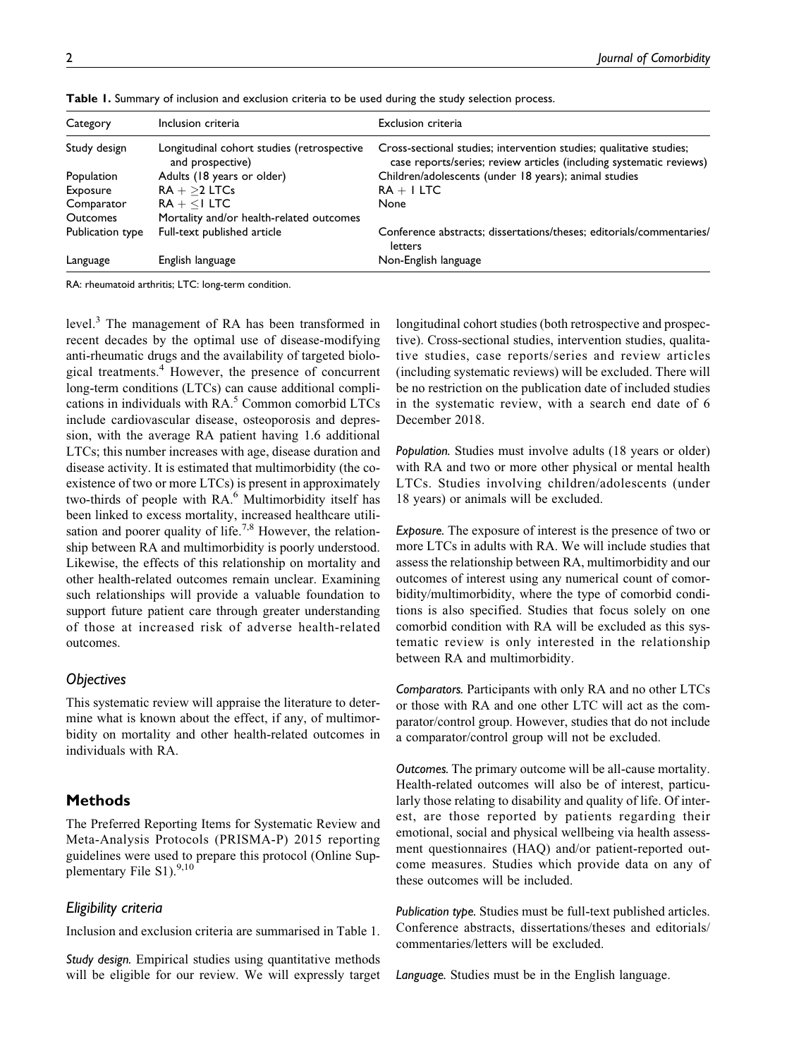Table 1. Summary of inclusion and exclusion criteria to be used during the study selection process.

| Category | Inclusion criteria | Exclusion criteria |
|---|---|---|
| Study design | Longitudinal cohort studies (retrospective and prospective) | Cross-sectional studies; intervention studies; qualitative studies; case reports/series; review articles (including systematic reviews) |
| Population | Adults (18 years or older) | Children/adolescents (under 18 years); animal studies |
| Exposure | RA + ≥2 LTCs | RA + 1 LTC |
| Comparator | RA + ≤1 LTC | None |
| Outcomes | Mortality and/or health-related outcomes | |
| Publication type | Full-text published article | Conference abstracts; dissertations/theses; editorials/commentaries/letters |
| Language | English language | Non-English language |

RA: rheumatoid arthritis; LTC: long-term condition.

level.[3] The management of RA has been transformed in recent decades by the optimal use of disease-modifying anti-rheumatic drugs and the availability of targeted biological treatments.[4] However, the presence of concurrent long-term conditions (LTCs) can cause additional complications in individuals with RA.[5] Common comorbid LTCs include cardiovascular disease, osteoporosis and depression, with the average RA patient having 1.6 additional LTCs; this number increases with age, disease duration and disease activity. It is estimated that multimorbidity (the co-existence of two or more LTCs) is present in approximately two-thirds of people with RA.[6] Multimorbidity itself has been linked to excess mortality, increased healthcare utilisation and poorer quality of life.[7,8] However, the relationship between RA and multimorbidity is poorly understood. Likewise, the effects of this relationship on mortality and other health-related outcomes remain unclear. Examining such relationships will provide a valuable foundation to support future patient care through greater understanding of those at increased risk of adverse health-related outcomes.

### Objectives

This systematic review will appraise the literature to determine what is known about the effect, if any, of multimorbidity on mortality and other health-related outcomes in individuals with RA.

## Methods

The Preferred Reporting Items for Systematic Review and Meta-Analysis Protocols (PRISMA-P) 2015 reporting guidelines were used to prepare this protocol (Online Supplementary File S1).[9,10]

### Eligibility criteria

Inclusion and exclusion criteria are summarised in Table 1.

*Study design.* Empirical studies using quantitative methods will be eligible for our review. We will expressly target longitudinal cohort studies (both retrospective and prospective). Cross-sectional studies, intervention studies, qualitative studies, case reports/series and review articles (including systematic reviews) will be excluded. There will be no restriction on the publication date of included studies in the systematic review, with a search end date of 6 December 2018.

*Population.* Studies must involve adults (18 years or older) with RA and two or more other physical or mental health LTCs. Studies involving children/adolescents (under 18 years) or animals will be excluded.

*Exposure.* The exposure of interest is the presence of two or more LTCs in adults with RA. We will include studies that assess the relationship between RA, multimorbidity and our outcomes of interest using any numerical count of comorbidity/multimorbidity, where the type of comorbid conditions is also specified. Studies that focus solely on one comorbid condition with RA will be excluded as this systematic review is only interested in the relationship between RA and multimorbidity.

*Comparators.* Participants with only RA and no other LTCs or those with RA and one other LTC will act as the comparator/control group. However, studies that do not include a comparator/control group will not be excluded.

*Outcomes.* The primary outcome will be all-cause mortality. Health-related outcomes will also be of interest, particularly those relating to disability and quality of life. Of interest, are those reported by patients regarding their emotional, social and physical wellbeing via health assessment questionnaires (HAQ) and/or patient-reported outcome measures. Studies which provide data on any of these outcomes will be included.

*Publication type.* Studies must be full-text published articles. Conference abstracts, dissertations/theses and editorials/commentaries/letters will be excluded.

*Language.* Studies must be in the English language.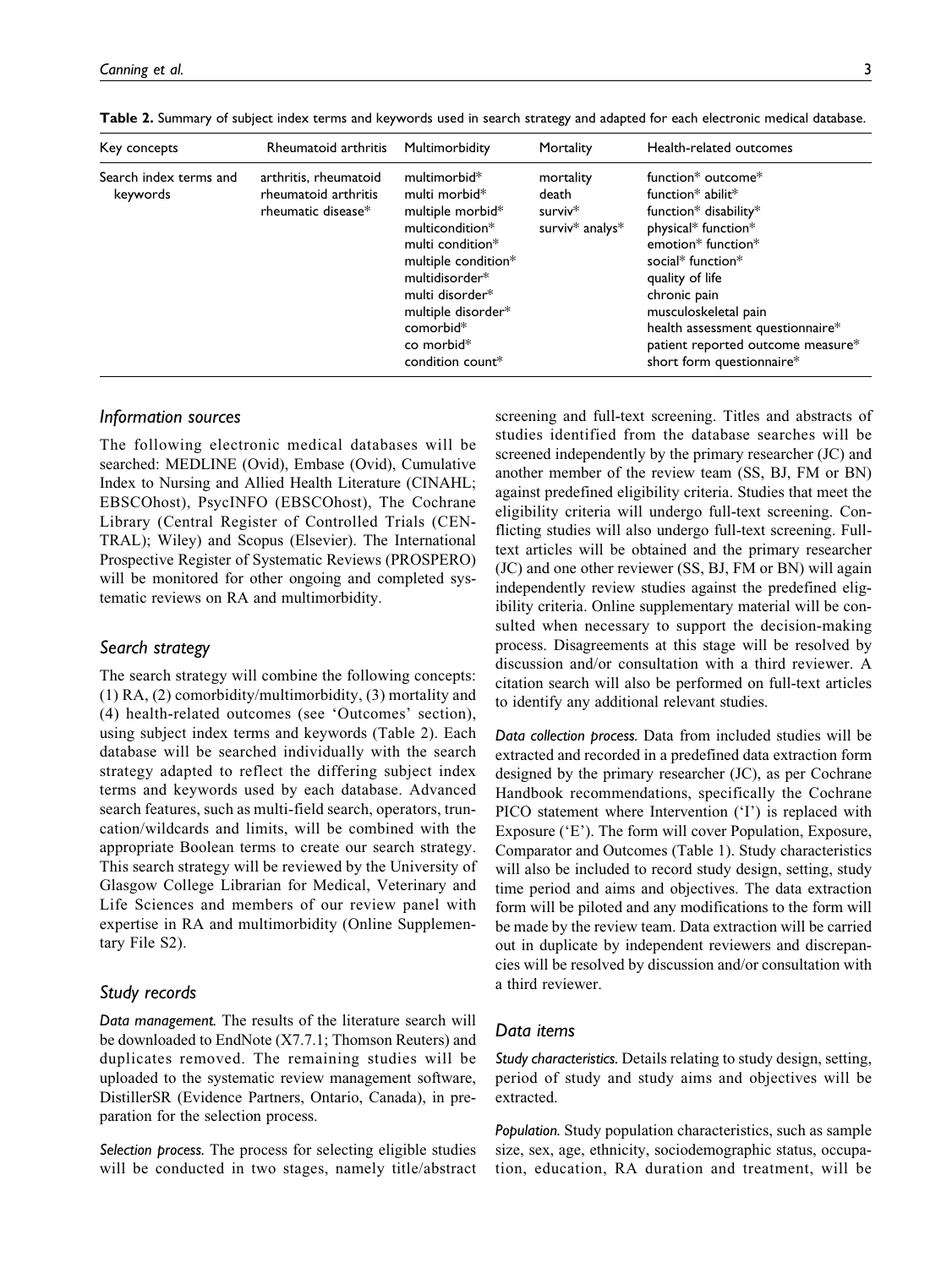**Table 2.** Summary of subject index terms and keywords used in search strategy and adapted for each electronic medical database.

| Key concepts | Rheumatoid arthritis | Multimorbidity | Mortality | Health-related outcomes |
|---|---|---|---|---|
| Search index terms and keywords | arthritis, rheumatoid<br>rheumatoid arthritis<br>rheumatic disease* | multimorbid*<br>multi morbid*<br>multiple morbid*<br>multicondition*<br>multi condition*<br>multiple condition*<br>multidisorder*<br>multi disorder*<br>multiple disorder*<br>comorbid*<br>co morbid*<br>condition count* | mortality<br>death<br>surviv*<br>surviv* analys* | function* outcome*<br>function* abilit*<br>function* disability*<br>physical* function*<br>emotion* function*<br>social* function*<br>quality of life<br>chronic pain<br>musculoskeletal pain<br>health assessment questionnaire*<br>patient reported outcome measure*<br>short form questionnaire* |

### *Information sources*

The following electronic medical databases will be searched: MEDLINE (Ovid), Embase (Ovid), Cumulative Index to Nursing and Allied Health Literature (CINAHL; EBSCOhost), PsycINFO (EBSCOhost), The Cochrane Library (Central Register of Controlled Trials (CENTRAL); Wiley) and Scopus (Elsevier). The International Prospective Register of Systematic Reviews (PROSPERO) will be monitored for other ongoing and completed systematic reviews on RA and multimorbidity.

### *Search strategy*

The search strategy will combine the following concepts: (1) RA, (2) comorbidity/multimorbidity, (3) mortality and (4) health-related outcomes (see 'Outcomes' section), using subject index terms and keywords (Table 2). Each database will be searched individually with the search strategy adapted to reflect the differing subject index terms and keywords used by each database. Advanced search features, such as multi-field search, operators, truncation/wildcards and limits, will be combined with the appropriate Boolean terms to create our search strategy. This search strategy will be reviewed by the University of Glasgow College Librarian for Medical, Veterinary and Life Sciences and members of our review panel with expertise in RA and multimorbidity (Online Supplementary File S2).

### *Study records*

*Data management.* The results of the literature search will be downloaded to EndNote (X7.7.1; Thomson Reuters) and duplicates removed. The remaining studies will be uploaded to the systematic review management software, DistillerSR (Evidence Partners, Ontario, Canada), in preparation for the selection process.

*Selection process.* The process for selecting eligible studies will be conducted in two stages, namely title/abstract screening and full-text screening. Titles and abstracts of studies identified from the database searches will be screened independently by the primary researcher (JC) and another member of the review team (SS, BJ, FM or BN) against predefined eligibility criteria. Studies that meet the eligibility criteria will undergo full-text screening. Conflicting studies will also undergo full-text screening. Full-text articles will be obtained and the primary researcher (JC) and one other reviewer (SS, BJ, FM or BN) will again independently review studies against the predefined eligibility criteria. Online supplementary material will be consulted when necessary to support the decision-making process. Disagreements at this stage will be resolved by discussion and/or consultation with a third reviewer. A citation search will also be performed on full-text articles to identify any additional relevant studies.

*Data collection process.* Data from included studies will be extracted and recorded in a predefined data extraction form designed by the primary researcher (JC), as per Cochrane Handbook recommendations, specifically the Cochrane PICO statement where Intervention ('I') is replaced with Exposure ('E'). The form will cover Population, Exposure, Comparator and Outcomes (Table 1). Study characteristics will also be included to record study design, setting, study time period and aims and objectives. The data extraction form will be piloted and any modifications to the form will be made by the review team. Data extraction will be carried out in duplicate by independent reviewers and discrepancies will be resolved by discussion and/or consultation with a third reviewer.

### *Data items*

*Study characteristics.* Details relating to study design, setting, period of study and study aims and objectives will be extracted.

*Population.* Study population characteristics, such as sample size, sex, age, ethnicity, sociodemographic status, occupation, education, RA duration and treatment, will be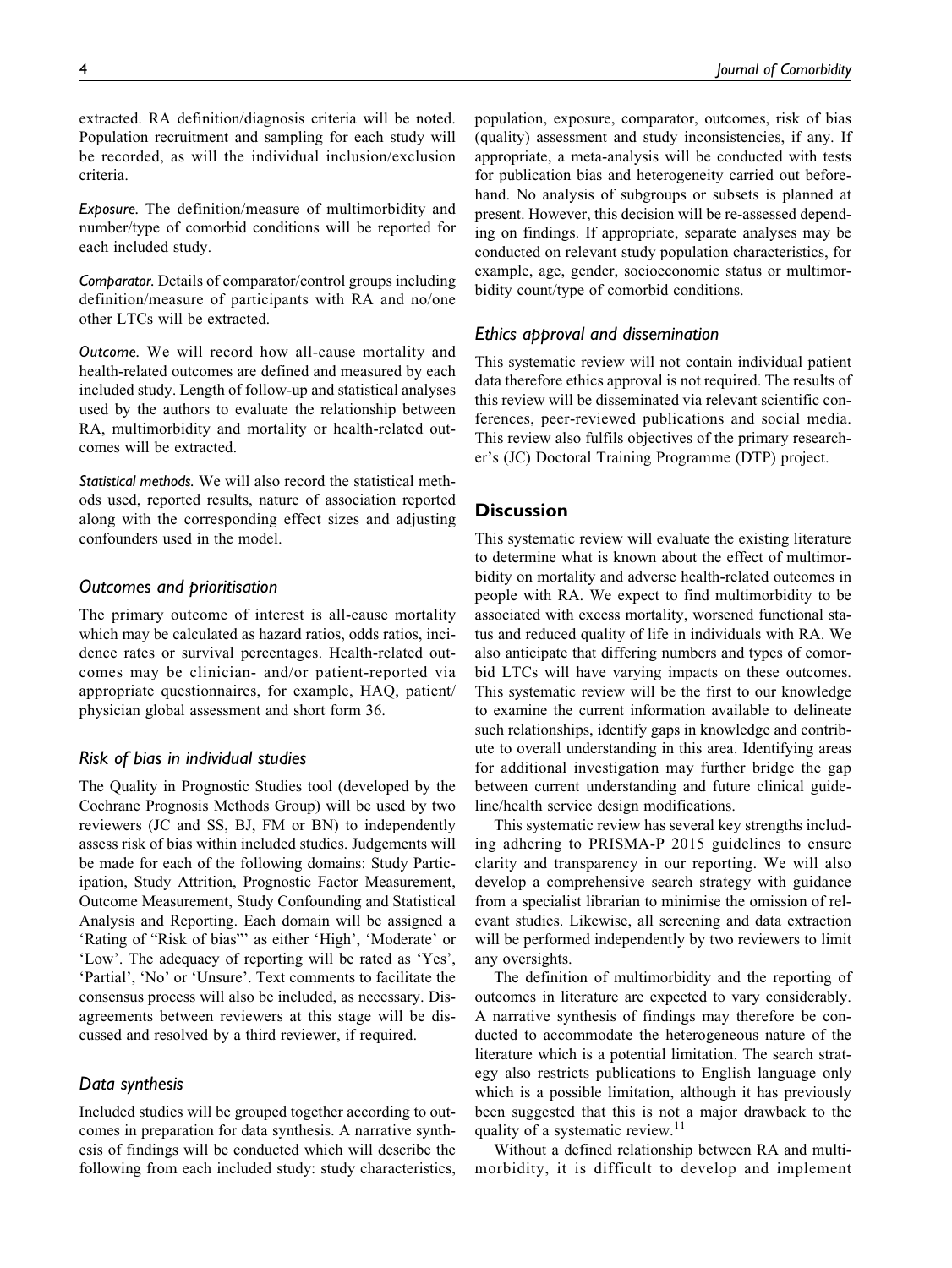extracted. RA definition/diagnosis criteria will be noted. Population recruitment and sampling for each study will be recorded, as will the individual inclusion/exclusion criteria.

*Exposure.* The definition/measure of multimorbidity and number/type of comorbid conditions will be reported for each included study.

*Comparator.* Details of comparator/control groups including definition/measure of participants with RA and no/one other LTCs will be extracted.

*Outcome.* We will record how all-cause mortality and health-related outcomes are defined and measured by each included study. Length of follow-up and statistical analyses used by the authors to evaluate the relationship between RA, multimorbidity and mortality or health-related outcomes will be extracted.

*Statistical methods.* We will also record the statistical methods used, reported results, nature of association reported along with the corresponding effect sizes and adjusting confounders used in the model.

### Outcomes and prioritisation

The primary outcome of interest is all-cause mortality which may be calculated as hazard ratios, odds ratios, incidence rates or survival percentages. Health-related outcomes may be clinician- and/or patient-reported via appropriate questionnaires, for example, HAQ, patient/physician global assessment and short form 36.

### Risk of bias in individual studies

The Quality in Prognostic Studies tool (developed by the Cochrane Prognosis Methods Group) will be used by two reviewers (JC and SS, BJ, FM or BN) to independently assess risk of bias within included studies. Judgements will be made for each of the following domains: Study Participation, Study Attrition, Prognostic Factor Measurement, Outcome Measurement, Study Confounding and Statistical Analysis and Reporting. Each domain will be assigned a 'Rating of "Risk of bias"' as either 'High', 'Moderate' or 'Low'. The adequacy of reporting will be rated as 'Yes', 'Partial', 'No' or 'Unsure'. Text comments to facilitate the consensus process will also be included, as necessary. Disagreements between reviewers at this stage will be discussed and resolved by a third reviewer, if required.

### Data synthesis

Included studies will be grouped together according to outcomes in preparation for data synthesis. A narrative synthesis of findings will be conducted which will describe the following from each included study: study characteristics, population, exposure, comparator, outcomes, risk of bias (quality) assessment and study inconsistencies, if any. If appropriate, a meta-analysis will be conducted with tests for publication bias and heterogeneity carried out beforehand. No analysis of subgroups or subsets is planned at present. However, this decision will be re-assessed depending on findings. If appropriate, separate analyses may be conducted on relevant study population characteristics, for example, age, gender, socioeconomic status or multimorbidity count/type of comorbid conditions.

### Ethics approval and dissemination

This systematic review will not contain individual patient data therefore ethics approval is not required. The results of this review will be disseminated via relevant scientific conferences, peer-reviewed publications and social media. This review also fulfils objectives of the primary researcher's (JC) Doctoral Training Programme (DTP) project.

## Discussion

This systematic review will evaluate the existing literature to determine what is known about the effect of multimorbidity on mortality and adverse health-related outcomes in people with RA. We expect to find multimorbidity to be associated with excess mortality, worsened functional status and reduced quality of life in individuals with RA. We also anticipate that differing numbers and types of comorbid LTCs will have varying impacts on these outcomes. This systematic review will be the first to our knowledge to examine the current information available to delineate such relationships, identify gaps in knowledge and contribute to overall understanding in this area. Identifying areas for additional investigation may further bridge the gap between current understanding and future clinical guideline/health service design modifications.

This systematic review has several key strengths including adhering to PRISMA-P 2015 guidelines to ensure clarity and transparency in our reporting. We will also develop a comprehensive search strategy with guidance from a specialist librarian to minimise the omission of relevant studies. Likewise, all screening and data extraction will be performed independently by two reviewers to limit any oversights.

The definition of multimorbidity and the reporting of outcomes in literature are expected to vary considerably. A narrative synthesis of findings may therefore be conducted to accommodate the heterogeneous nature of the literature which is a potential limitation. The search strategy also restricts publications to English language only which is a possible limitation, although it has previously been suggested that this is not a major drawback to the quality of a systematic review.[11]

Without a defined relationship between RA and multimorbidity, it is difficult to develop and implement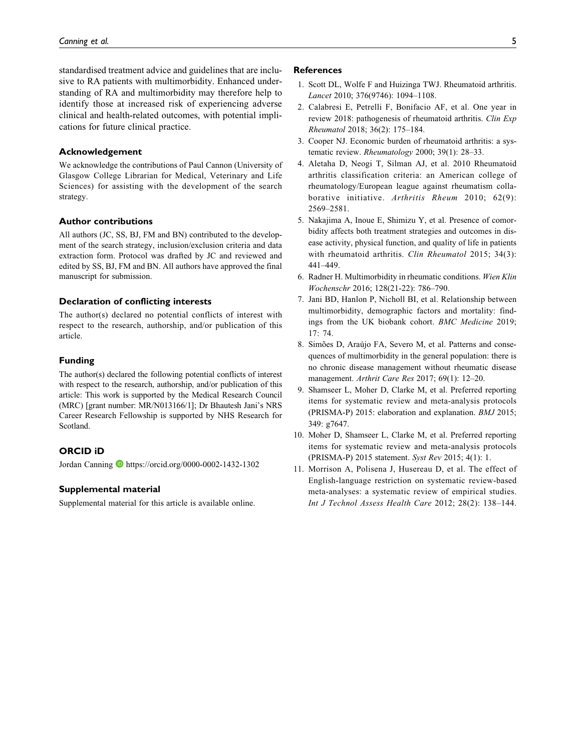standardised treatment advice and guidelines that are inclusive to RA patients with multimorbidity. Enhanced understanding of RA and multimorbidity may therefore help to identify those at increased risk of experiencing adverse clinical and health-related outcomes, with potential implications for future clinical practice.

## Acknowledgement

We acknowledge the contributions of Paul Cannon (University of Glasgow College Librarian for Medical, Veterinary and Life Sciences) for assisting with the development of the search strategy.

## Author contributions

All authors (JC, SS, BJ, FM and BN) contributed to the development of the search strategy, inclusion/exclusion criteria and data extraction form. Protocol was drafted by JC and reviewed and edited by SS, BJ, FM and BN. All authors have approved the final manuscript for submission.

## Declaration of conflicting interests

The author(s) declared no potential conflicts of interest with respect to the research, authorship, and/or publication of this article.

## Funding

The author(s) declared the following potential conflicts of interest with respect to the research, authorship, and/or publication of this article: This work is supported by the Medical Research Council (MRC) [grant number: MR/N013166/1]; Dr Bhautesh Jani's NRS Career Research Fellowship is supported by NHS Research for Scotland.

## ORCID iD

Jordan Canning https://orcid.org/0000-0002-1432-1302

## Supplemental material

Supplemental material for this article is available online.

## References

1. Scott DL, Wolfe F and Huizinga TWJ. Rheumatoid arthritis. *Lancet* 2010; 376(9746): 1094–1108.
2. Calabresi E, Petrelli F, Bonifacio AF, et al. One year in review 2018: pathogenesis of rheumatoid arthritis. *Clin Exp Rheumatol* 2018; 36(2): 175–184.
3. Cooper NJ. Economic burden of rheumatoid arthritis: a systematic review. *Rheumatology* 2000; 39(1): 28–33.
4. Aletaha D, Neogi T, Silman AJ, et al. 2010 Rheumatoid arthritis classification criteria: an American college of rheumatology/European league against rheumatism collaborative initiative. *Arthritis Rheum* 2010; 62(9): 2569–2581.
5. Nakajima A, Inoue E, Shimizu Y, et al. Presence of comorbidity affects both treatment strategies and outcomes in disease activity, physical function, and quality of life in patients with rheumatoid arthritis. *Clin Rheumatol* 2015; 34(3): 441–449.
6. Radner H. Multimorbidity in rheumatic conditions. *Wien Klin Wochenschr* 2016; 128(21-22): 786–790.
7. Jani BD, Hanlon P, Nicholl BI, et al. Relationship between multimorbidity, demographic factors and mortality: findings from the UK biobank cohort. *BMC Medicine* 2019; 17: 74.
8. Simões D, Araújo FA, Severo M, et al. Patterns and consequences of multimorbidity in the general population: there is no chronic disease management without rheumatic disease management. *Arthrit Care Res* 2017; 69(1): 12–20.
9. Shamseer L, Moher D, Clarke M, et al. Preferred reporting items for systematic review and meta-analysis protocols (PRISMA-P) 2015: elaboration and explanation. *BMJ* 2015; 349: g7647.
10. Moher D, Shamseer L, Clarke M, et al. Preferred reporting items for systematic review and meta-analysis protocols (PRISMA-P) 2015 statement. *Syst Rev* 2015; 4(1): 1.
11. Morrison A, Polisena J, Husereau D, et al. The effect of English-language restriction on systematic review-based meta-analyses: a systematic review of empirical studies. *Int J Technol Assess Health Care* 2012; 28(2): 138–144.